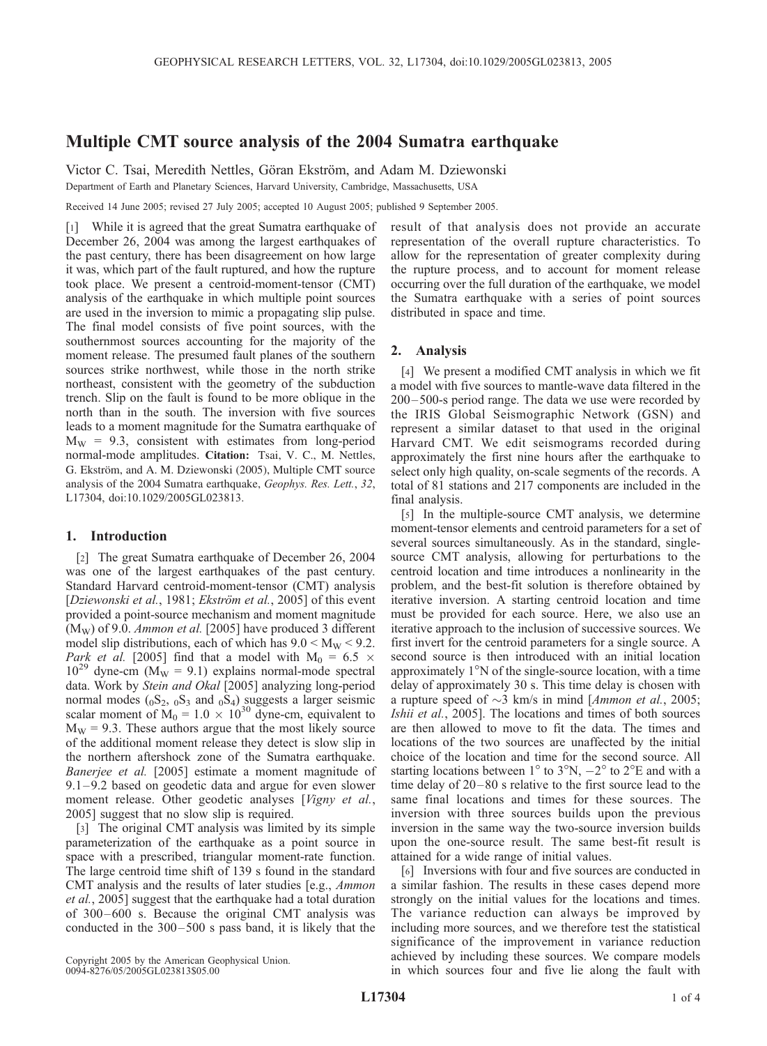# Multiple CMT source analysis of the 2004 Sumatra earthquake

Victor C. Tsai, Meredith Nettles, Göran Ekström, and Adam M. Dziewonski

Department of Earth and Planetary Sciences, Harvard University, Cambridge, Massachusetts, USA

Received 14 June 2005; revised 27 July 2005; accepted 10 August 2005; published 9 September 2005.

[1] While it is agreed that the great Sumatra earthquake of December 26, 2004 was among the largest earthquakes of the past century, there has been disagreement on how large it was, which part of the fault ruptured, and how the rupture took place. We present a centroid-moment-tensor (CMT) analysis of the earthquake in which multiple point sources are used in the inversion to mimic a propagating slip pulse. The final model consists of five point sources, with the southernmost sources accounting for the majority of the moment release. The presumed fault planes of the southern sources strike northwest, while those in the north strike northeast, consistent with the geometry of the subduction trench. Slip on the fault is found to be more oblique in the north than in the south. The inversion with five sources leads to a moment magnitude for the Sumatra earthquake of $M_W = 9.3$, consistent with estimates from long-period normal-mode amplitudes. **Citation:** Tsai, V. C., M. Nettles, G. Ekström, and A. M. Dziewonski (2005), Multiple CMT source analysis of the 2004 Sumatra earthquake, *Geophys. Res. Lett.*, *32*, L17304, doi:10.1029/2005GL023813.

## 1. Introduction

[2] The great Sumatra earthquake of December 26, 2004 was one of the largest earthquakes of the past century. Standard Harvard centroid-moment-tensor (CMT) analysis [*Dziewonski et al.*, 1981; *Ekström et al.*, 2005] of this event provided a point-source mechanism and moment magnitude ($M_W$) of 9.0. *Ammon et al.* [2005] have produced 3 different model slip distributions, each of which has $9.0 < M_W < 9.2$. *Park et al.* [2005] find that a model with $M_0 = 6.5 \times 10^{29}$ dyne-cm ($M_W = 9.1$) explains normal-mode spectral data. Work by *Stein and Okal* [2005] analyzing long-period normal modes (${}_0S_2$, ${}_0S_3$ and ${}_0S_4$) suggests a larger seismic scalar moment of $M_0 = 1.0 \times 10^{30}$ dyne-cm, equivalent to $M_W = 9.3$. These authors argue that the most likely source of the additional moment release they detect is slow slip in the northern aftershock zone of the Sumatra earthquake. *Banerjee et al.* [2005] estimate a moment magnitude of 9.1–9.2 based on geodetic data and argue for even slower moment release. Other geodetic analyses [*Vigny et al.*, 2005] suggest that no slow slip is required.

[3] The original CMT analysis was limited by its simple parameterization of the earthquake as a point source in space with a prescribed, triangular moment-rate function. The large centroid time shift of 139 s found in the standard CMT analysis and the results of later studies [e.g., *Ammon et al.*, 2005] suggest that the earthquake had a total duration of 300–600 s. Because the original CMT analysis was conducted in the 300–500 s pass band, it is likely that the result of that analysis does not provide an accurate representation of the overall rupture characteristics. To allow for the representation of greater complexity during the rupture process, and to account for moment release occurring over the full duration of the earthquake, we model the Sumatra earthquake with a series of point sources distributed in space and time.

## 2. Analysis

[4] We present a modified CMT analysis in which we fit a model with five sources to mantle-wave data filtered in the 200–500-s period range. The data we use were recorded by the IRIS Global Seismographic Network (GSN) and represent a similar dataset to that used in the original Harvard CMT. We edit seismograms recorded during approximately the first nine hours after the earthquake to select only high quality, on-scale segments of the records. A total of 81 stations and 217 components are included in the final analysis.

[5] In the multiple-source CMT analysis, we determine moment-tensor elements and centroid parameters for a set of several sources simultaneously. As in the standard, single-source CMT analysis, allowing for perturbations to the centroid location and time introduces a nonlinearity in the problem, and the best-fit solution is therefore obtained by iterative inversion. A starting centroid location and time must be provided for each source. Here, we also use an iterative approach to the inclusion of successive sources. We first invert for the centroid parameters for a single source. A second source is then introduced with an initial location approximately 1°N of the single-source location, with a time delay of approximately 30 s. This time delay is chosen with a rupture speed of ~3 km/s in mind [*Ammon et al.*, 2005; *Ishii et al.*, 2005]. The locations and times of both sources are then allowed to move to fit the data. The times and locations of the two sources are unaffected by the initial choice of the location and time for the second source. All starting locations between 1° to 3°N, −2° to 2°E and with a time delay of 20–80 s relative to the first source lead to the same final locations and times for these sources. The inversion with three sources builds upon the previous inversion in the same way the two-source inversion builds upon the one-source result. The same best-fit result is attained for a wide range of initial values.

[6] Inversions with four and five sources are conducted in a similar fashion. The results in these cases depend more strongly on the initial values for the locations and times. The variance reduction can always be improved by including more sources, and we therefore test the statistical significance of the improvement in variance reduction achieved by including these sources. We compare models in which sources four and five lie along the fault with

Copyright 2005 by the American Geophysical Union.
0094-8276/05/2005GL023813$05.00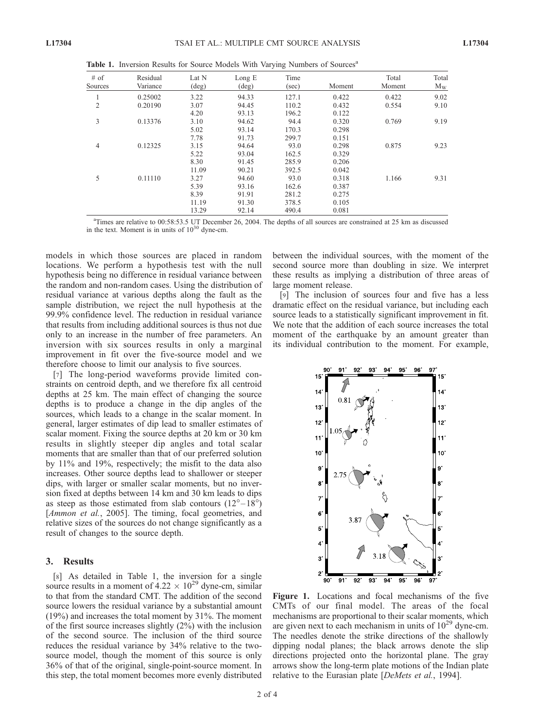**Table 1.** Inversion Results for Source Models With Varying Numbers of Sources[a]

| # of Sources | Residual Variance | Lat N (deg) | Long E (deg) | Time (sec) | Moment | Total Moment | Total $M_W$ |
|---|---|---|---|---|---|---|---|
| 1 | 0.25002 | 3.22 | 94.33 | 127.1 | 0.422 | 0.422 | 9.02 |
| 2 | 0.20190 | 3.07 | 94.45 | 110.2 | 0.432 | 0.554 | 9.10 |
| | | 4.20 | 93.13 | 196.2 | 0.122 | | |
| 3 | 0.13376 | 3.10 | 94.62 | 94.4 | 0.320 | 0.769 | 9.19 |
| | | 5.02 | 93.14 | 170.3 | 0.298 | | |
| | | 7.78 | 91.73 | 299.7 | 0.151 | | |
| 4 | 0.12325 | 3.15 | 94.64 | 93.0 | 0.298 | 0.875 | 9.23 |
| | | 5.22 | 93.04 | 162.5 | 0.329 | | |
| | | 8.30 | 91.45 | 285.9 | 0.206 | | |
| | | 11.09 | 90.21 | 392.5 | 0.042 | | |
| 5 | 0.11110 | 3.27 | 94.60 | 93.0 | 0.318 | 1.166 | 9.31 |
| | | 5.39 | 93.16 | 162.6 | 0.387 | | |
| | | 8.39 | 91.91 | 281.2 | 0.275 | | |
| | | 11.19 | 91.30 | 378.5 | 0.105 | | |
| | | 13.29 | 92.14 | 490.4 | 0.081 | | |

[a]Times are relative to 00:58:53.5 UT December 26, 2004. The depths of all sources are constrained at 25 km as discussed in the text. Moment is in units of $10^{30}$ dyne-cm.

models in which those sources are placed in random locations. We perform a hypothesis test with the null hypothesis being no difference in residual variance between the random and non-random cases. Using the distribution of residual variance at various depths along the fault as the sample distribution, we reject the null hypothesis at the 99.9% confidence level. The reduction in residual variance that results from including additional sources is thus not due only to an increase in the number of free parameters. An inversion with six sources results in only a marginal improvement in fit over the five-source model and we therefore choose to limit our analysis to five sources.

[7] The long-period waveforms provide limited constraints on centroid depth, and we therefore fix all centroid depths at 25 km. The main effect of changing the source depths is to produce a change in the dip angles of the sources, which leads to a change in the scalar moment. In general, larger estimates of dip lead to smaller estimates of scalar moment. Fixing the source depths at 20 km or 30 km results in slightly steeper dip angles and total scalar moments that are smaller than that of our preferred solution by 11% and 19%, respectively; the misfit to the data also increases. Other source depths lead to shallower or steeper dips, with larger or smaller scalar moments, but no inversion fixed at depths between 14 km and 30 km leads to dips as steep as those estimated from slab contours ($12°-18°$) [*Ammon et al.*, 2005]. The timing, focal geometries, and relative sizes of the sources do not change significantly as a result of changes to the source depth.

## 3. Results

[8] As detailed in Table 1, the inversion for a single source results in a moment of $4.22 \times 10^{29}$ dyne-cm, similar to that from the standard CMT. The addition of the second source lowers the residual variance by a substantial amount (19%) and increases the total moment by 31%. The moment of the first source increases slightly (2%) with the inclusion of the second source. The inclusion of the third source reduces the residual variance by 34% relative to the two-source model, though the moment of this source is only 36% of that of the original, single-point-source moment. In this step, the total moment becomes more evenly distributed between the individual sources, with the moment of the second source more than doubling in size. We interpret these results as implying a distribution of three areas of large moment release.

[9] The inclusion of sources four and five has a less dramatic effect on the residual variance, but including each source leads to a statistically significant improvement in fit. We note that the addition of each source increases the total moment of the earthquake by an amount greater than its individual contribution to the moment. For example,

**Figure 1.** Locations and focal mechanisms of the five CMTs of our final model. The areas of the focal mechanisms are proportional to their scalar moments, which are given next to each mechanism in units of $10^{29}$ dyne-cm. The needles denote the strike directions of the shallowly dipping nodal planes; the black arrows denote the slip directions projected onto the horizontal plane. The gray arrows show the long-term plate motions of the Indian plate relative to the Eurasian plate [*DeMets et al.*, 1994].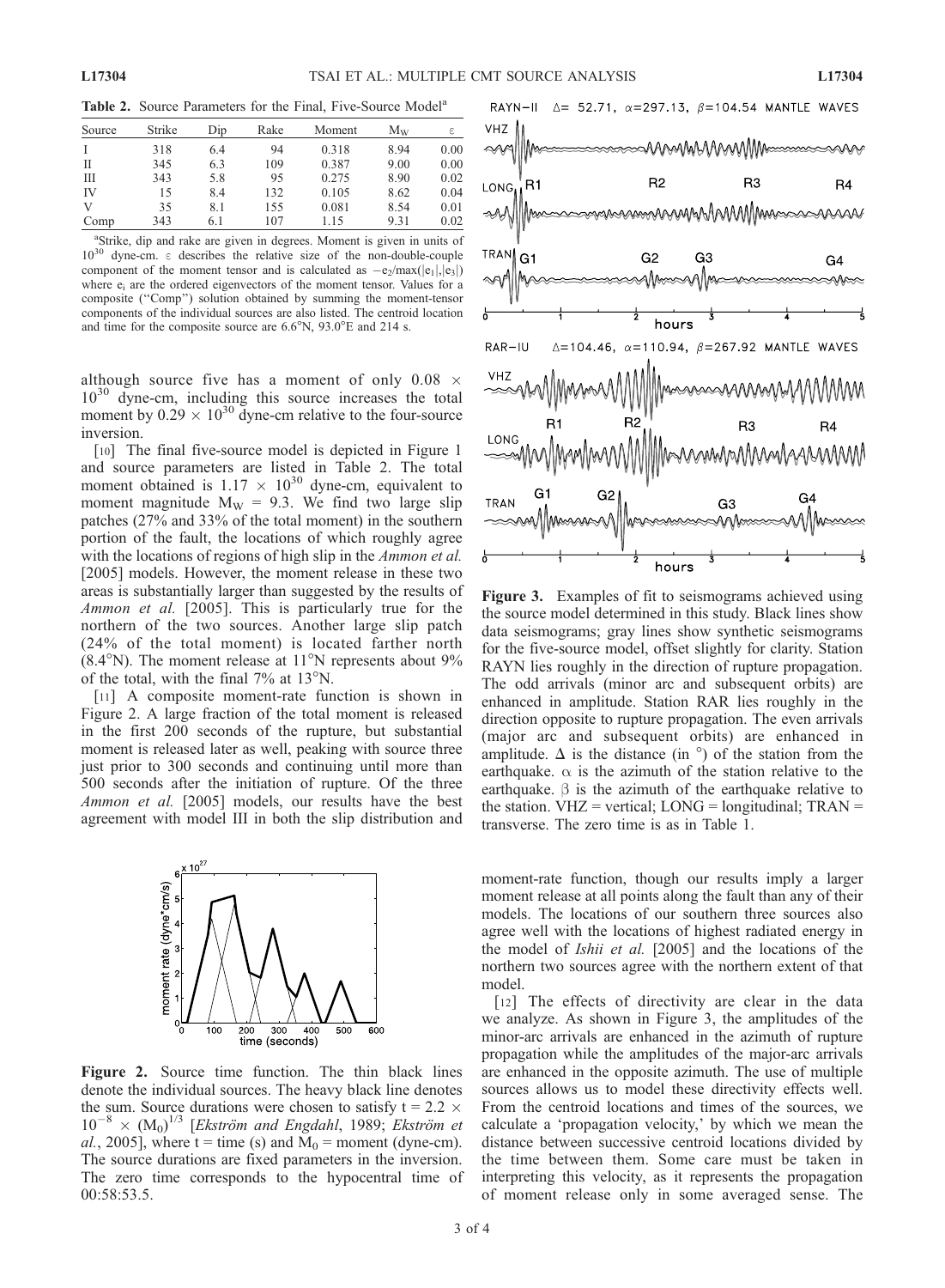**Table 2.** Source Parameters for the Final, Five-Source Model[a]

| Source | Strike | Dip | Rake | Moment | $M_W$ | $\varepsilon$ |
|---|---|---|---|---|---|---|
| I | 318 | 6.4 | 94 | 0.318 | 8.94 | 0.00 |
| II | 345 | 6.3 | 109 | 0.387 | 9.00 | 0.00 |
| III | 343 | 5.8 | 95 | 0.275 | 8.90 | 0.02 |
| IV | 15 | 8.4 | 132 | 0.105 | 8.62 | 0.04 |
| V | 35 | 8.1 | 155 | 0.081 | 8.54 | 0.01 |
| Comp | 343 | 6.1 | 107 | 1.15 | 9.31 | 0.02 |

[a]Strike, dip and rake are given in degrees. Moment is given in units of $10^{30}$ dyne-cm. $\varepsilon$ describes the relative size of the non-double-couple component of the moment tensor and is calculated as $-e_2/\max(|e_1|,|e_3|)$ where $e_i$ are the ordered eigenvectors of the moment tensor. Values for a composite ("Comp") solution obtained by summing the moment-tensor components of the individual sources are also listed. The centroid location and time for the composite source are 6.6°N, 93.0°E and 214 s.

although source five has a moment of only $0.08 \times 10^{30}$ dyne-cm, including this source increases the total moment by $0.29 \times 10^{30}$ dyne-cm relative to the four-source inversion.

[10] The final five-source model is depicted in Figure 1 and source parameters are listed in Table 2. The total moment obtained is $1.17 \times 10^{30}$ dyne-cm, equivalent to moment magnitude $M_W = 9.3$. We find two large slip patches (27% and 33% of the total moment) in the southern portion of the fault, the locations of which roughly agree with the locations of regions of high slip in the *Ammon et al.* [2005] models. However, the moment release in these two areas is substantially larger than suggested by the results of *Ammon et al.* [2005]. This is particularly true for the northern of the two sources. Another large slip patch (24% of the total moment) is located farther north (8.4°N). The moment release at 11°N represents about 9% of the total, with the final 7% at 13°N.

[11] A composite moment-rate function is shown in Figure 2. A large fraction of the total moment is released in the first 200 seconds of the rupture, but substantial moment is released later as well, peaking with source three just prior to 300 seconds and continuing until more than 500 seconds after the initiation of rupture. Of the three *Ammon et al.* [2005] models, our results have the best agreement with model III in both the slip distribution and moment-rate function, though our results imply a larger moment release at all points along the fault than any of their models. The locations of our southern three sources also agree well with the locations of highest radiated energy in the model of *Ishii et al.* [2005] and the locations of the northern two sources agree with the northern extent of that model.

**Figure 2.** Source time function. The thin black lines denote the individual sources. The heavy black line denotes the sum. Source durations were chosen to satisfy $t = 2.2 \times 10^{-8} \times (M_0)^{1/3}$ [*Ekström and Engdahl*, 1989; *Ekström et al.*, 2005], where t = time (s) and $M_0$ = moment (dyne-cm). The source durations are fixed parameters in the inversion. The zero time corresponds to the hypocentral time of 00:58:53.5.

**Figure 3.** Examples of fit to seismograms achieved using the source model determined in this study. Black lines show data seismograms; gray lines show synthetic seismograms for the five-source model, offset slightly for clarity. Station RAYN lies roughly in the direction of rupture propagation. The odd arrivals (minor arc and subsequent orbits) are enhanced in amplitude. Station RAR lies roughly in the direction opposite to rupture propagation. The even arrivals (major arc and subsequent orbits) are enhanced in amplitude. $\Delta$ is the distance (in °) of the station from the earthquake. $\alpha$ is the azimuth of the station relative to the earthquake. $\beta$ is the azimuth of the earthquake relative to the station. VHZ = vertical; LONG = longitudinal; TRAN = transverse. The zero time is as in Table 1.

[12] The effects of directivity are clear in the data we analyze. As shown in Figure 3, the amplitudes of the minor-arc arrivals are enhanced in the azimuth of rupture propagation while the amplitudes of the major-arc arrivals are enhanced in the opposite azimuth. The use of multiple sources allows us to model these directivity effects well. From the centroid locations and times of the sources, we calculate a 'propagation velocity,' by which we mean the distance between successive centroid locations divided by the time between them. Some care must be taken in interpreting this velocity, as it represents the propagation of moment release only in some averaged sense. The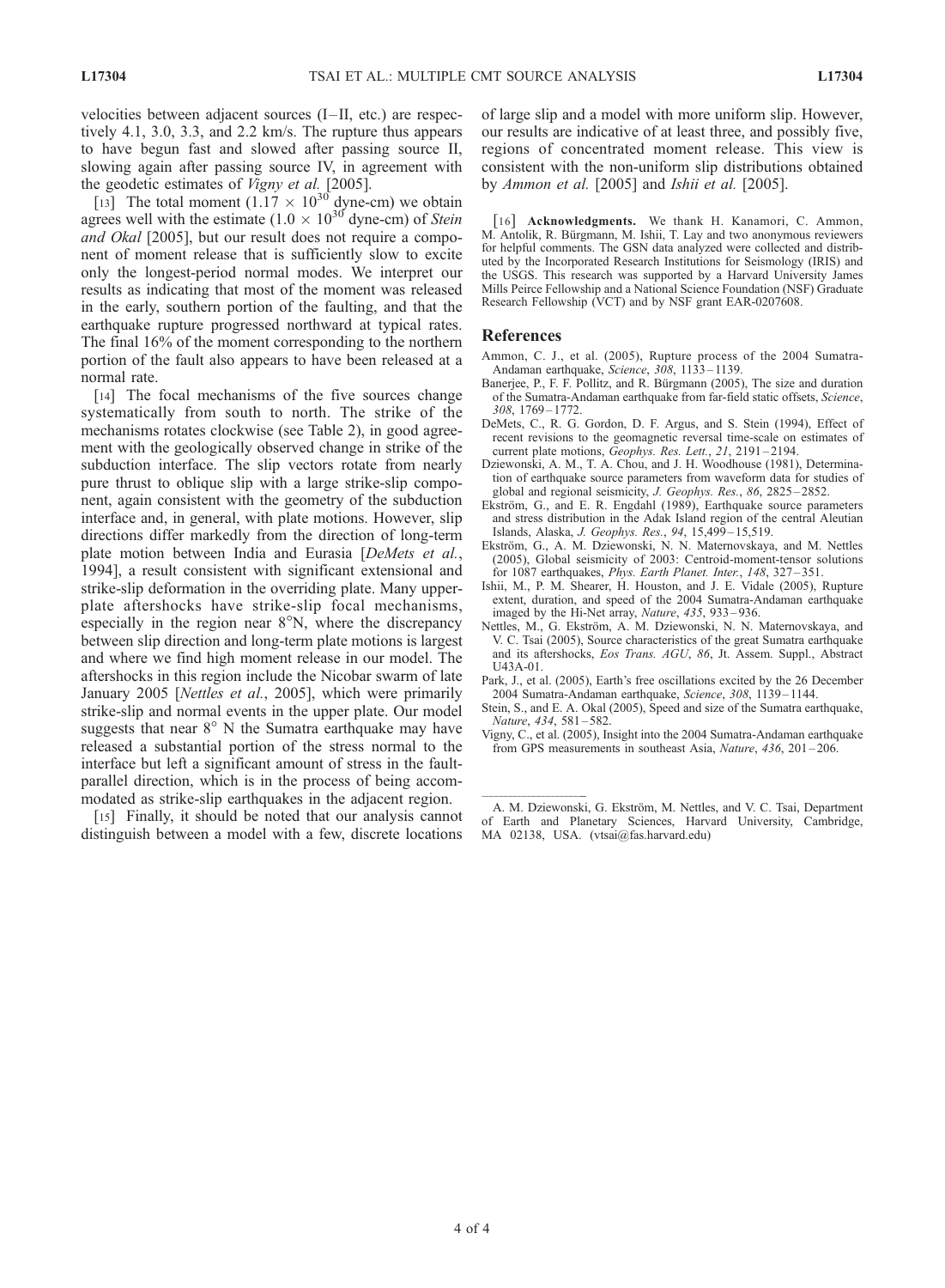velocities between adjacent sources (I–II, etc.) are respectively 4.1, 3.0, 3.3, and 2.2 km/s. The rupture thus appears to have begun fast and slowed after passing source II, slowing again after passing source IV, in agreement with the geodetic estimates of *Vigny et al.* [2005].

[13] The total moment ($1.17 \times 10^{30}$ dyne-cm) we obtain agrees well with the estimate ($1.0 \times 10^{30}$ dyne-cm) of *Stein and Okal* [2005], but our result does not require a component of moment release that is sufficiently slow to excite only the longest-period normal modes. We interpret our results as indicating that most of the moment was released in the early, southern portion of the faulting, and that the earthquake rupture progressed northward at typical rates. The final 16% of the moment corresponding to the northern portion of the fault also appears to have been released at a normal rate.

[14] The focal mechanisms of the five sources change systematically from south to north. The strike of the mechanisms rotates clockwise (see Table 2), in good agreement with the geologically observed change in strike of the subduction interface. The slip vectors rotate from nearly pure thrust to oblique slip with a large strike-slip component, again consistent with the geometry of the subduction interface and, in general, with plate motions. However, slip directions differ markedly from the direction of long-term plate motion between India and Eurasia [*DeMets et al.*, 1994], a result consistent with significant extensional and strike-slip deformation in the overriding plate. Many upper-plate aftershocks have strike-slip focal mechanisms, especially in the region near 8°N, where the discrepancy between slip direction and long-term plate motions is largest and where we find high moment release in our model. The aftershocks in this region include the Nicobar swarm of late January 2005 [*Nettles et al.*, 2005], which were primarily strike-slip and normal events in the upper plate. Our model suggests that near 8° N the Sumatra earthquake may have released a substantial portion of the stress normal to the interface but left a significant amount of stress in the fault-parallel direction, which is in the process of being accommodated as strike-slip earthquakes in the adjacent region.

[15] Finally, it should be noted that our analysis cannot distinguish between a model with a few, discrete locations of large slip and a model with more uniform slip. However, our results are indicative of at least three, and possibly five, regions of concentrated moment release. This view is consistent with the non-uniform slip distributions obtained by *Ammon et al.* [2005] and *Ishii et al.* [2005].

[16] **Acknowledgments.** We thank H. Kanamori, C. Ammon, M. Antolik, R. Bürgmann, M. Ishii, T. Lay and two anonymous reviewers for helpful comments. The GSN data analyzed were collected and distributed by the Incorporated Research Institutions for Seismology (IRIS) and the USGS. This research was supported by a Harvard University James Mills Peirce Fellowship and a National Science Foundation (NSF) Graduate Research Fellowship (VCT) and by NSF grant EAR-0207608.

## References

Ammon, C. J., et al. (2005), Rupture process of the 2004 Sumatra-Andaman earthquake, *Science*, *308*, 1133–1139.

Banerjee, P., F. F. Pollitz, and R. Bürgmann (2005), The size and duration of the Sumatra-Andaman earthquake from far-field static offsets, *Science*, *308*, 1769–1772.

DeMets, C., R. G. Gordon, D. F. Argus, and S. Stein (1994), Effect of recent revisions to the geomagnetic reversal time-scale on estimates of current plate motions, *Geophys. Res. Lett.*, *21*, 2191–2194.

Dziewonski, A. M., T. A. Chou, and J. H. Woodhouse (1981), Determination of earthquake source parameters from waveform data for studies of global and regional seismicity, *J. Geophys. Res.*, *86*, 2825–2852.

Ekström, G., and E. R. Engdahl (1989), Earthquake source parameters and stress distribution in the Adak Island region of the central Aleutian Islands, Alaska, *J. Geophys. Res.*, *94*, 15,499–15,519.

Ekström, G., A. M. Dziewonski, N. N. Maternovskaya, and M. Nettles (2005), Global seismicity of 2003: Centroid-moment-tensor solutions for 1087 earthquakes, *Phys. Earth Planet. Inter.*, *148*, 327–351.

Ishii, M., P. M. Shearer, H. Houston, and J. E. Vidale (2005), Rupture extent, duration, and speed of the 2004 Sumatra-Andaman earthquake imaged by the Hi-Net array, *Nature*, *435*, 933–936.

Nettles, M., G. Ekström, A. M. Dziewonski, N. N. Maternovskaya, and V. C. Tsai (2005), Source characteristics of the great Sumatra earthquake and its aftershocks, *Eos Trans. AGU*, *86*, Jt. Assem. Suppl., Abstract U43A-01.

Park, J., et al. (2005), Earth's free oscillations excited by the 26 December 2004 Sumatra-Andaman earthquake, *Science*, *308*, 1139–1144.

Stein, S., and E. A. Okal (2005), Speed and size of the Sumatra earthquake, *Nature*, *434*, 581–582.

Vigny, C., et al. (2005), Insight into the 2004 Sumatra-Andaman earthquake from GPS measurements in southeast Asia, *Nature*, *436*, 201–206.

---

A. M. Dziewonski, G. Ekström, M. Nettles, and V. C. Tsai, Department of Earth and Planetary Sciences, Harvard University, Cambridge, MA 02138, USA. (vtsai@fas.harvard.edu)